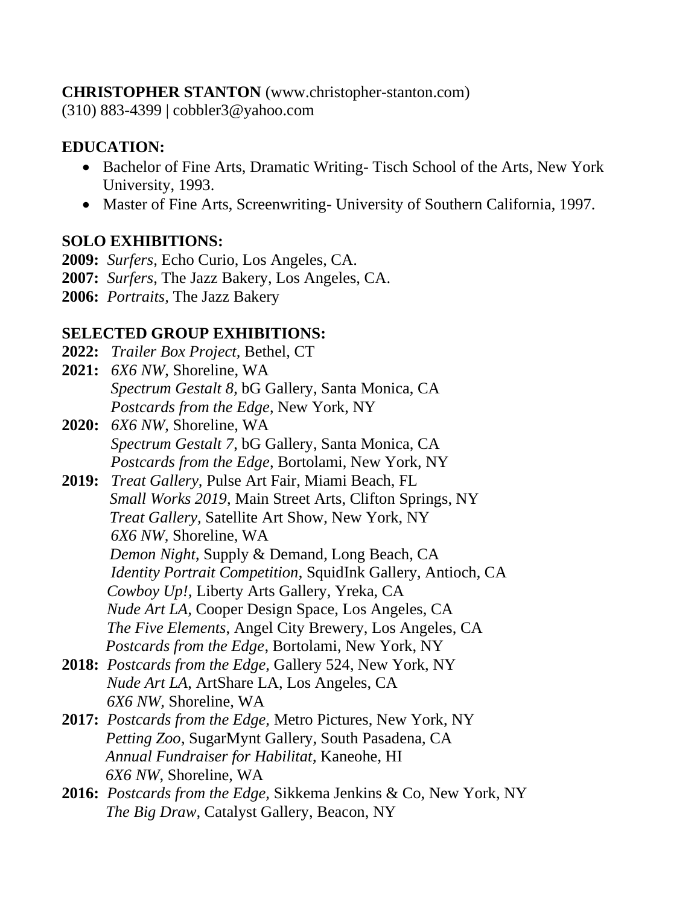**CHRISTOPHER STANTON** (www.christopher-stanton.com)
(310) 883-4399 | cobbler3@yahoo.com

## EDUCATION:

- Bachelor of Fine Arts, Dramatic Writing- Tisch School of the Arts, New York University, 1993.
- Master of Fine Arts, Screenwriting- University of Southern California, 1997.

## SOLO EXHIBITIONS:

**2009:** *Surfers,* Echo Curio, Los Angeles, CA.
**2007:** *Surfers*, The Jazz Bakery, Los Angeles, CA.
**2006:** *Portraits,* The Jazz Bakery

## SELECTED GROUP EXHIBITIONS:

**2022:** *Trailer Box Project*, Bethel, CT

**2021:** *6X6 NW*, Shoreline, WA
*Spectrum Gestalt 8,* bG Gallery, Santa Monica, CA
*Postcards from the Edge*, New York, NY

**2020:** *6X6 NW*, Shoreline, WA
*Spectrum Gestalt 7,* bG Gallery, Santa Monica, CA
*Postcards from the Edge*, Bortolami, New York, NY

**2019:** *Treat Gallery,* Pulse Art Fair, Miami Beach, FL
*Small Works 2019*, Main Street Arts, Clifton Springs, NY
*Treat Gallery,* Satellite Art Show, New York, NY
*6X6 NW,* Shoreline, WA
*Demon Night*, Supply & Demand, Long Beach, CA
*Identity Portrait Competition*, SquidInk Gallery, Antioch, CA
*Cowboy Up!*, Liberty Arts Gallery, Yreka, CA
*Nude Art LA,* Cooper Design Space, Los Angeles, CA
*The Five Elements*, Angel City Brewery, Los Angeles, CA
*Postcards from the Edge*, Bortolami, New York, NY

**2018:** *Postcards from the Edge,* Gallery 524, New York, NY
*Nude Art LA*, ArtShare LA, Los Angeles, CA
*6X6 NW,* Shoreline, WA

**2017:** *Postcards from the Edge,* Metro Pictures, New York, NY
*Petting Zoo,* SugarMynt Gallery, South Pasadena, CA
*Annual Fundraiser for Habilitat*, Kaneohe, HI
*6X6 NW*, Shoreline, WA

**2016:** *Postcards from the Edge,* Sikkema Jenkins & Co, New York, NY
*The Big Draw,* Catalyst Gallery, Beacon, NY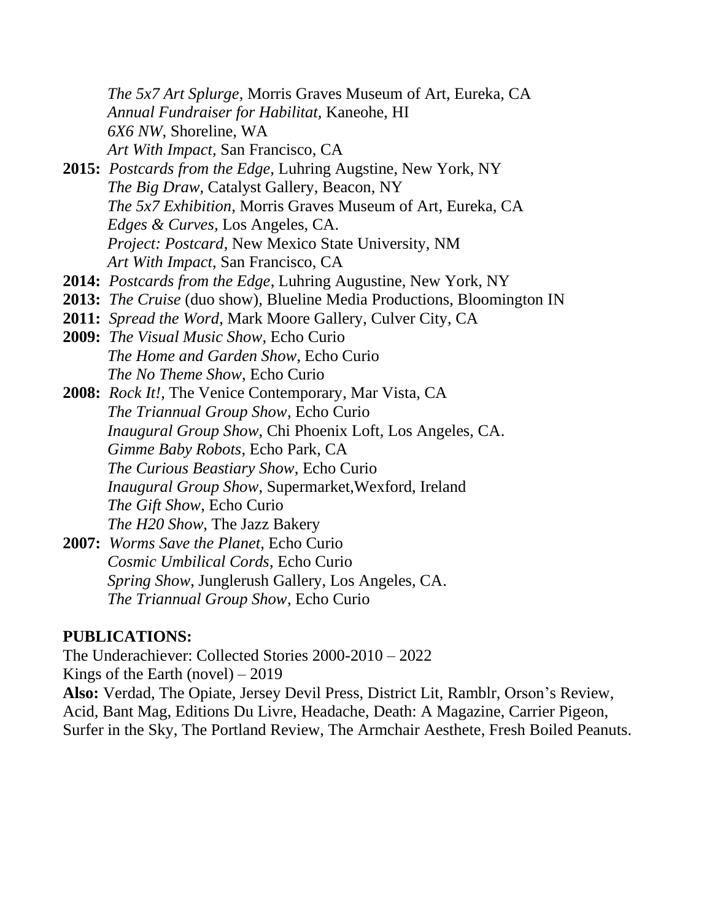*The 5x7 Art Splurge*, Morris Graves Museum of Art, Eureka, CA
*Annual Fundraiser for Habilitat,* Kaneohe, HI
*6X6 NW*, Shoreline, WA
*Art With Impact*, San Francisco, CA

**2015:** *Postcards from the Edge,* Luhring Augstine, New York, NY
*The Big Draw,* Catalyst Gallery, Beacon, NY
*The 5x7 Exhibition,* Morris Graves Museum of Art, Eureka, CA
*Edges & Curves*, Los Angeles, CA.
*Project: Postcard*, New Mexico State University, NM
*Art With Impact*, San Francisco, CA

**2014:** *Postcards from the Edge,* Luhring Augustine, New York, NY

**2013:** *The Cruise* (duo show), Blueline Media Productions, Bloomington IN

**2011:** *Spread the Word*, Mark Moore Gallery, Culver City, CA

**2009:** *The Visual Music Show,* Echo Curio
*The Home and Garden Show*, Echo Curio
*The No Theme Show,* Echo Curio

**2008:** *Rock It!,* The Venice Contemporary, Mar Vista, CA
*The Triannual Group Show*, Echo Curio
*Inaugural Group Show*, Chi Phoenix Loft, Los Angeles, CA.
*Gimme Baby Robots*, Echo Park, CA
*The Curious Beastiary Show*, Echo Curio
*Inaugural Group Show*, Supermarket,Wexford, Ireland
*The Gift Show*, Echo Curio
*The H20 Show*, The Jazz Bakery

**2007:** *Worms Save the Planet*, Echo Curio
*Cosmic Umbilical Cords*, Echo Curio
*Spring Show*, Junglerush Gallery, Los Angeles, CA.
*The Triannual Group Show*, Echo Curio

**PUBLICATIONS:**

The Underachiever: Collected Stories 2000-2010 – 2022
Kings of the Earth (novel) – 2019
**Also:** Verdad, The Opiate, Jersey Devil Press, District Lit, Ramblr, Orson's Review, Acid, Bant Mag, Editions Du Livre, Headache, Death: A Magazine, Carrier Pigeon, Surfer in the Sky, The Portland Review, The Armchair Aesthete, Fresh Boiled Peanuts.